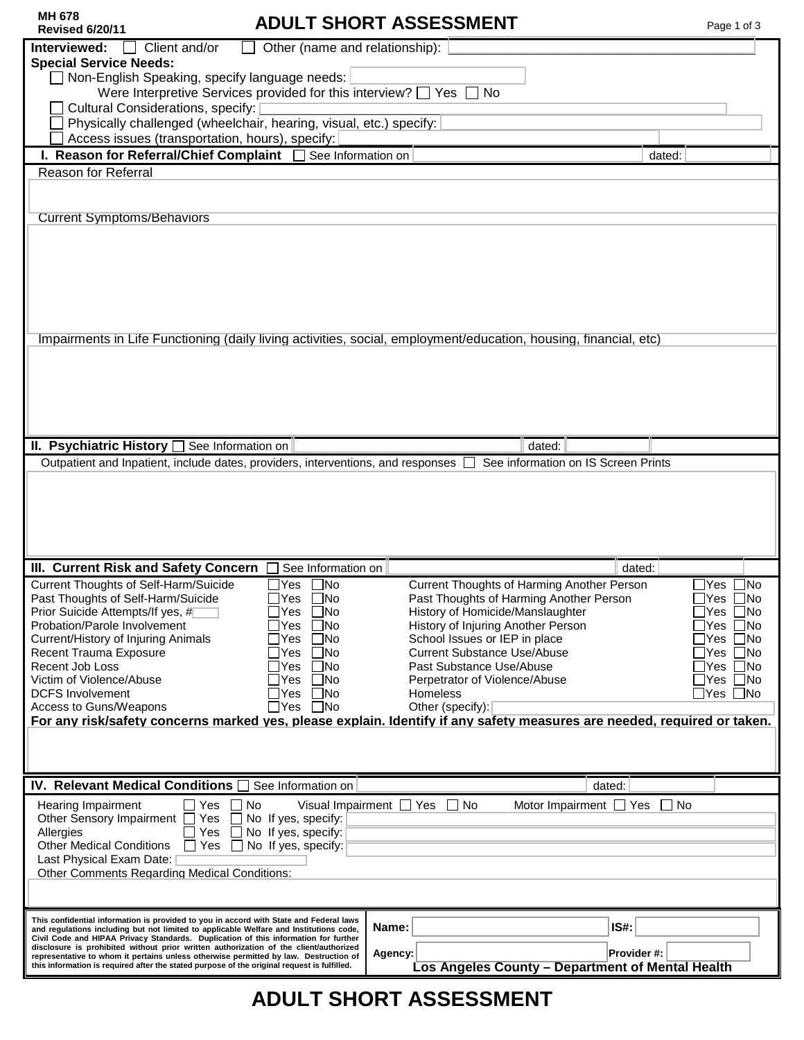MH 678
Revised 6/20/11

# ADULT SHORT ASSESSMENT

**Interviewed:** ☐ Client and/or ☐ Other (name and relationship): ____________

**Special Service Needs:**

- ☐ Non-English Speaking, specify language needs: ____________
  - Were Interpretive Services provided for this interview? ☐ Yes ☐ No
- ☐ Cultural Considerations, specify: ____________
- ☐ Physically challenged (wheelchair, hearing, visual, etc.) specify: ____________
- ☐ Access issues (transportation, hours), specify: ____________

## I. Reason for Referral/Chief Complaint ☐ See Information on ____________ dated: ____________

Reason for Referral

Current Symptoms/Behaviors

Impairments in Life Functioning (daily living activities, social, employment/education, housing, financial, etc)

## II. Psychiatric History ☐ See Information on ____________ dated: ____________

Outpatient and Inpatient, include dates, providers, interventions, and responses ☐ See information on IS Screen Prints

## III. Current Risk and Safety Concern ☐ See Information on ____________ dated: ____________

| | | | | | |
|---|---|---|---|---|---|
| Current Thoughts of Self-Harm/Suicide | ☐Yes | ☐No | Current Thoughts of Harming Another Person | ☐Yes | ☐No |
| Past Thoughts of Self-Harm/Suicide | ☐Yes | ☐No | Past Thoughts of Harming Another Person | ☐Yes | ☐No |
| Prior Suicide Attempts/If yes, # ____ | ☐Yes | ☐No | History of Homicide/Manslaughter | ☐Yes | ☐No |
| Probation/Parole Involvement | ☐Yes | ☐No | History of Injuring Another Person | ☐Yes | ☐No |
| Current/History of Injuring Animals | ☐Yes | ☐No | School Issues or IEP in place | ☐Yes | ☐No |
| Recent Trauma Exposure | ☐Yes | ☐No | Current Substance Use/Abuse | ☐Yes | ☐No |
| Recent Job Loss | ☐Yes | ☐No | Past Substance Use/Abuse | ☐Yes | ☐No |
| Victim of Violence/Abuse | ☐Yes | ☐No | Perpetrator of Violence/Abuse | ☐Yes | ☐No |
| DCFS Involvement | ☐Yes | ☐No | Homeless | ☐Yes | ☐No |
| Access to Guns/Weapons | ☐Yes | ☐No | Other (specify): ____________ | | |

**For any risk/safety concerns marked yes, please explain. Identify if any safety measures are needed, required or taken.**

## IV. Relevant Medical Conditions ☐ See Information on ____________ dated: ____________

Hearing Impairment ☐ Yes ☐ No Visual Impairment ☐ Yes ☐ No Motor Impairment ☐ Yes ☐ No

Other Sensory Impairment ☐ Yes ☐ No If yes, specify: ____________

Allergies ☐ Yes ☐ No If yes, specify: ____________

Other Medical Conditions ☐ Yes ☐ No If yes, specify: ____________

Last Physical Exam Date: ____________

Other Comments Regarding Medical Conditions:

---

This confidential information is provided to you in accord with State and Federal laws and regulations including but not limited to applicable Welfare and Institutions code, Civil Code and HIPAA Privacy Standards. Duplication of this information for further disclosure is prohibited without prior written authorization of the client/authorized representative to whom it pertains unless otherwise permitted by law. Destruction of this information is required after the stated purpose of the original request is fulfilled.

**Name:** ____________ **IS#:** ____________

**Agency:** ____________ **Provider #:** ____________

**Los Angeles County – Department of Mental Health**

# ADULT SHORT ASSESSMENT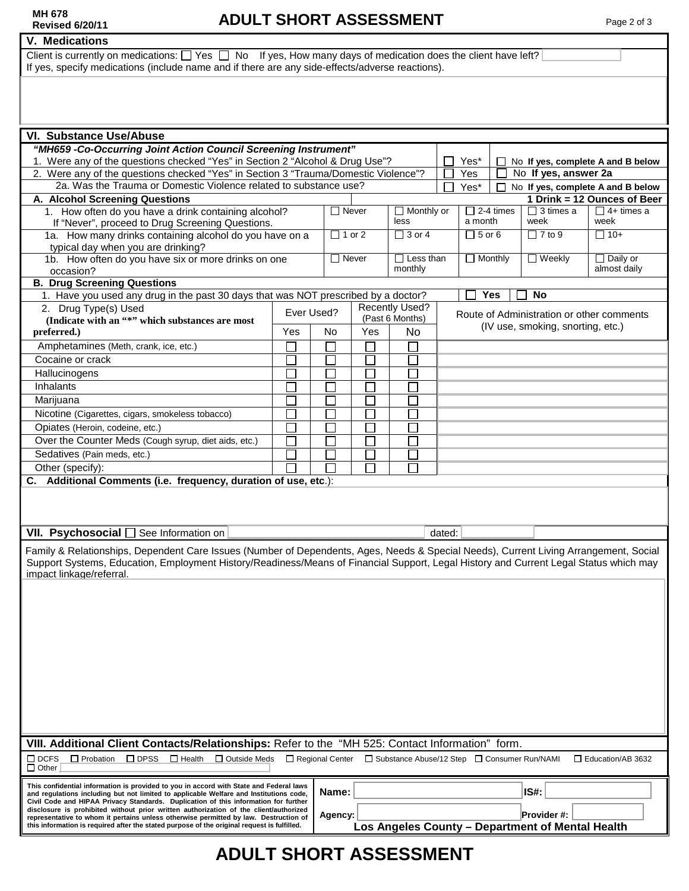MH 678
Revised 6/20/11

# ADULT SHORT ASSESSMENT

## V. Medications

Client is currently on medications: ☐ Yes ☐ No   If yes, How many days of medication does the client have left? [ ]
If yes, specify medications (include name and if there are any side-effects/adverse reactions).

## VI. Substance Use/Abuse

***"MH659 -Co-Occurring Joint Action Council Screening Instrument"***

| Question | | |
|---|---|---|
| 1. Were any of the questions checked "Yes" in Section 2 "Alcohol & Drug Use"? | ☐ Yes* | ☐ No **If yes, complete A and B below** |
| 2. Were any of the questions checked "Yes" in Section 3 "Trauma/Domestic Violence"? | ☐ Yes | ☐ No **If yes, answer 2a** |
| 2a. Was the Trauma or Domestic Violence related to substance use? | ☐ Yes* | ☐ No **If yes, complete A and B below** |

**A. Alcohol Screening Questions** — **1 Drink = 12 Ounces of Beer**

| Question | | | | | |
|---|---|---|---|---|---|
| 1. How often do you have a drink containing alcohol? If "Never", proceed to Drug Screening Questions. | ☐ Never | ☐ Monthly or less | ☐ 2-4 times a month | ☐ 3 times a week | ☐ 4+ times a week |
| 1a. How many drinks containing alcohol do you have on a typical day when you are drinking? | ☐ 1 or 2 | ☐ 3 or 4 | ☐ 5 or 6 | ☐ 7 to 9 | ☐ 10+ |
| 1b. How often do you have six or more drinks on one occasion? | ☐ Never | ☐ Less than monthly | ☐ Monthly | ☐ Weekly | ☐ Daily or almost daily |

**B. Drug Screening Questions**

1. Have you used any drug in the past 30 days that was NOT prescribed by a doctor? ☐ **Yes** ☐ **No**

| 2. Drug Type(s) Used **(Indicate with an "*" which substances are most preferred.)** | Ever Used? | | Recently Used? (Past 6 Months) | | Route of Administration or other comments (IV use, smoking, snorting, etc.) |
|---|---|---|---|---|---|
| | Yes | No | Yes | No | |
| Amphetamines (Meth, crank, ice, etc.) | ☐ | ☐ | ☐ | ☐ | |
| Cocaine or crack | ☐ | ☐ | ☐ | ☐ | |
| Hallucinogens | ☐ | ☐ | ☐ | ☐ | |
| Inhalants | ☐ | ☐ | ☐ | ☐ | |
| Marijuana | ☐ | ☐ | ☐ | ☐ | |
| Nicotine (Cigarettes, cigars, smokeless tobacco) | ☐ | ☐ | ☐ | ☐ | |
| Opiates (Heroin, codeine, etc.) | ☐ | ☐ | ☐ | ☐ | |
| Over the Counter Meds (Cough syrup, diet aids, etc.) | ☐ | ☐ | ☐ | ☐ | |
| Sedatives (Pain meds, etc.) | ☐ | ☐ | ☐ | ☐ | |
| Other (specify): | ☐ | ☐ | ☐ | ☐ | |

**C. Additional Comments (i.e. frequency, duration of use, etc.):**

## VII. Psychosocial ☐ See Information on [ ] dated: [ ]

Family & Relationships, Dependent Care Issues (Number of Dependents, Ages, Needs & Special Needs), Current Living Arrangement, Social Support Systems, Education, Employment History/Readiness/Means of Financial Support, Legal History and Current Legal Status which may impact linkage/referral.

## VIII. Additional Client Contacts/Relationships: Refer to the "MH 525: Contact Information" form.

☐ DCFS ☐ Probation ☐ DPSS ☐ Health ☐ Outside Meds ☐ Regional Center ☐ Substance Abuse/12 Step ☐ Consumer Run/NAMI ☐ Education/AB 3632
☐ Other [ ]

This confidential information is provided to you in accord with State and Federal laws and regulations including but not limited to applicable Welfare and Institutions code, Civil Code and HIPAA Privacy Standards. Duplication of this information for further disclosure is prohibited without prior written authorization of the client/authorized representative to whom it pertains unless otherwise permitted by law. Destruction of this information is required after the stated purpose of the original request is fulfilled.

**Name:** [ ] **IS#:** [ ]

**Agency:** [ ] **Provider #:** [ ]

**Los Angeles County – Department of Mental Health**

# ADULT SHORT ASSESSMENT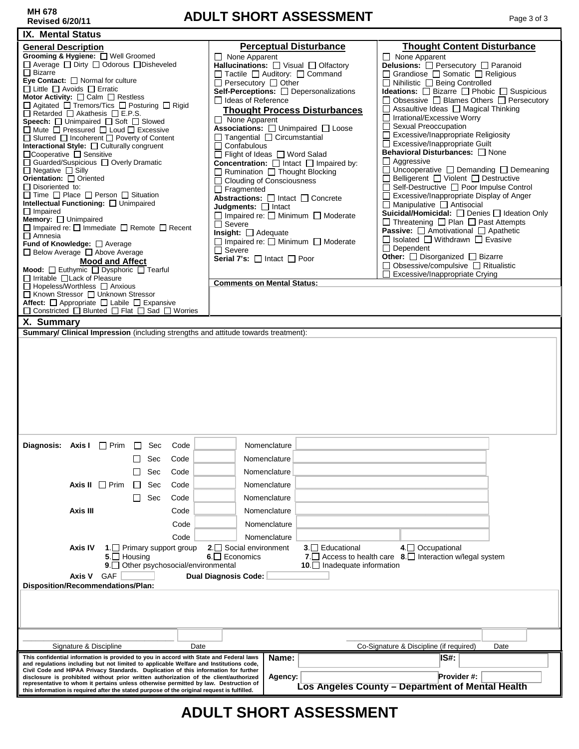MH 678
Revised 6/20/11

# ADULT SHORT ASSESSMENT

## IX. Mental Status

### General Description

**Grooming & Hygiene:** ☐ Well Groomed ☐ Average ☐ Dirty ☐ Odorous ☐ Disheveled ☐ Bizarre

**Eye Contact:** ☐ Normal for culture ☐ Little ☐ Avoids ☐ Erratic

**Motor Activity:** ☐ Calm ☐ Restless ☐ Agitated ☐ Tremors/Tics ☐ Posturing ☐ Rigid ☐ Retarded ☐ Akathesis ☐ E.P.S.

**Speech:** ☐ Unimpaired ☐ Soft ☐ Slowed ☐ Mute ☐ Pressured ☐ Loud ☐ Excessive ☐ Slurred ☐ Incoherent ☐ Poverty of Content

**Interactional Style:** ☐ Culturally congruent ☐ Cooperative ☐ Sensitive ☐ Guarded/Suspicious ☐ Overly Dramatic ☐ Negative ☐ Silly

**Orientation:** ☐ Oriented ☐ Disoriented to: ☐ Time ☐ Place ☐ Person ☐ Situation

**Intellectual Functioning:** ☐ Unimpaired ☐ Impaired

**Memory:** ☐ Unimpaired ☐ Impaired re: ☐ Immediate ☐ Remote ☐ Recent ☐ Amnesia

**Fund of Knowledge:** ☐ Average ☐ Below Average ☐ Above Average

### Mood and Affect

**Mood:** ☐ Euthymic ☐ Dysphoric ☐ Tearful ☐ Irritable ☐ Lack of Pleasure ☐ Hopeless/Worthless ☐ Anxious ☐ Known Stressor ☐ Unknown Stressor

**Affect:** ☐ Appropriate ☐ Labile ☐ Expansive ☐ Constricted ☐ Blunted ☐ Flat ☐ Sad ☐ Worries

### Perceptual Disturbance

☐ None Apparent

**Hallucinations:** ☐ Visual ☐ Olfactory ☐ Tactile ☐ Auditory: ☐ Command ☐ Persecutory ☐ Other

**Self-Perceptions:** ☐ Depersonalizations ☐ Ideas of Reference

### Thought Process Disturbances

☐ None Apparent

**Associations:** ☐ Unimpaired ☐ Loose ☐ Tangential ☐ Circumstantial ☐ Confabulous ☐ Flight of Ideas ☐ Word Salad

**Concentration:** ☐ Intact ☐ Impaired by: ☐ Rumination ☐ Thought Blocking ☐ Clouding of Consciousness ☐ Fragmented

**Abstractions:** ☐ Intact ☐ Concrete

**Judgments:** ☐ Intact ☐ Impaired re: ☐ Minimum ☐ Moderate ☐ Severe

**Insight:** ☐ Adequate ☐ Impaired re: ☐ Minimum ☐ Moderate ☐ Severe

**Serial 7's:** ☐ Intact ☐ Poor

### Thought Content Disturbance

☐ None Apparent

**Delusions:** ☐ Persecutory ☐ Paranoid ☐ Grandiose ☐ Somatic ☐ Religious ☐ Nihilistic ☐ Being Controlled

**Ideations:** ☐ Bizarre ☐ Phobic ☐ Suspicious ☐ Obsessive ☐ Blames Others ☐ Persecutory ☐ Assaultive Ideas ☐ Magical Thinking ☐ Irrational/Excessive Worry ☐ Sexual Preoccupation ☐ Excessive/Inappropriate Religiosity ☐ Excessive/Inappropriate Guilt

**Behavioral Disturbances:** ☐ None ☐ Aggressive ☐ Uncooperative ☐ Demanding ☐ Demeaning ☐ Belligerent ☐ Violent ☐ Destructive ☐ Self-Destructive ☐ Poor Impulse Control ☐ Excessive/Inappropriate Display of Anger ☐ Manipulative ☐ Antisocial

**Suicidal/Homicidal:** ☐ Denies ☐ Ideation Only ☐ Threatening ☐ Plan ☐ Past Attempts

**Passive:** ☐ Amotivational ☐ Apathetic ☐ Isolated ☐ Withdrawn ☐ Evasive ☐ Dependent

**Other:** ☐ Disorganized ☐ Bizarre ☐ Obsessive/compulsive ☐ Ritualistic ☐ Excessive/Inappropriate Crying

**Comments on Mental Status:**

## X. Summary

**Summary/ Clinical Impression** (including strengths and attitude towards treatment):

**Diagnosis:**

| | | | | | |
|---|---|---|---|---|---|
| Axis I | ☐ Prim | ☐ Sec | Code | | Nomenclature |
| | | ☐ Sec | Code | | Nomenclature |
| | | ☐ Sec | Code | | Nomenclature |
| Axis II | ☐ Prim | ☐ Sec | Code | | Nomenclature |
| | | ☐ Sec | Code | | Nomenclature |
| Axis III | | | Code | | Nomenclature |
| | | | Code | | Nomenclature |
| | | | Code | | Nomenclature |

**Axis IV** 1.☐ Primary support group 2.☐ Social environment 3.☐ Educational 4.☐ Occupational 5.☐ Housing 6.☐ Economics 7.☐ Access to health care 8.☐ Interaction w/legal system 9.☐ Other psychosocial/environmental 10.☐ Inadequate information

**Axis V** GAF ______ **Dual Diagnosis Code:** ______

**Disposition/Recommendations/Plan:**

Signature & Discipline ______ Date ______ Co-Signature & Discipline (if required) ______ Date ______

This confidential information is provided to you in accord with State and Federal laws and regulations including but not limited to applicable Welfare and Institutions code, Civil Code and HIPAA Privacy Standards. Duplication of this information for further disclosure is prohibited without prior written authorization of the client/authorized representative to whom it pertains unless otherwise permitted by law. Destruction of this information is required after the stated purpose of the original request is fulfilled.

**Name:** ______ **IS#:** ______

**Agency:** ______ **Provider #:** ______

**Los Angeles County – Department of Mental Health**

# ADULT SHORT ASSESSMENT